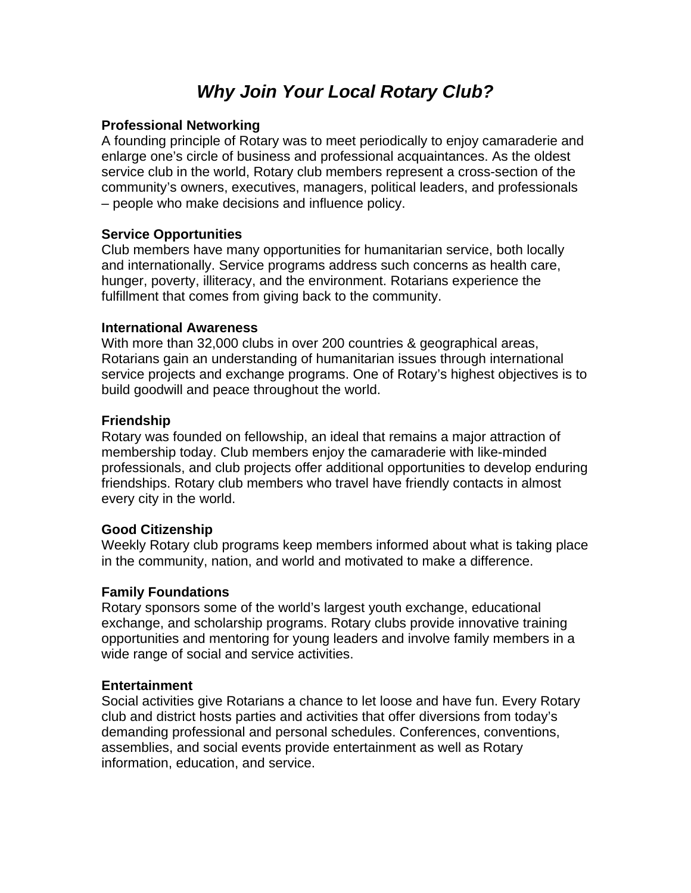# *Why Join Your Local Rotary Club?*

**Professional Networking**
A founding principle of Rotary was to meet periodically to enjoy camaraderie and enlarge one's circle of business and professional acquaintances. As the oldest service club in the world, Rotary club members represent a cross-section of the community's owners, executives, managers, political leaders, and professionals – people who make decisions and influence policy.

**Service Opportunities**
Club members have many opportunities for humanitarian service, both locally and internationally. Service programs address such concerns as health care, hunger, poverty, illiteracy, and the environment. Rotarians experience the fulfillment that comes from giving back to the community.

**International Awareness**
With more than 32,000 clubs in over 200 countries & geographical areas, Rotarians gain an understanding of humanitarian issues through international service projects and exchange programs. One of Rotary's highest objectives is to build goodwill and peace throughout the world.

**Friendship**
Rotary was founded on fellowship, an ideal that remains a major attraction of membership today. Club members enjoy the camaraderie with like-minded professionals, and club projects offer additional opportunities to develop enduring friendships. Rotary club members who travel have friendly contacts in almost every city in the world.

**Good Citizenship**
Weekly Rotary club programs keep members informed about what is taking place in the community, nation, and world and motivated to make a difference.

**Family Foundations**
Rotary sponsors some of the world's largest youth exchange, educational exchange, and scholarship programs. Rotary clubs provide innovative training opportunities and mentoring for young leaders and involve family members in a wide range of social and service activities.

**Entertainment**
Social activities give Rotarians a chance to let loose and have fun. Every Rotary club and district hosts parties and activities that offer diversions from today's demanding professional and personal schedules. Conferences, conventions, assemblies, and social events provide entertainment as well as Rotary information, education, and service.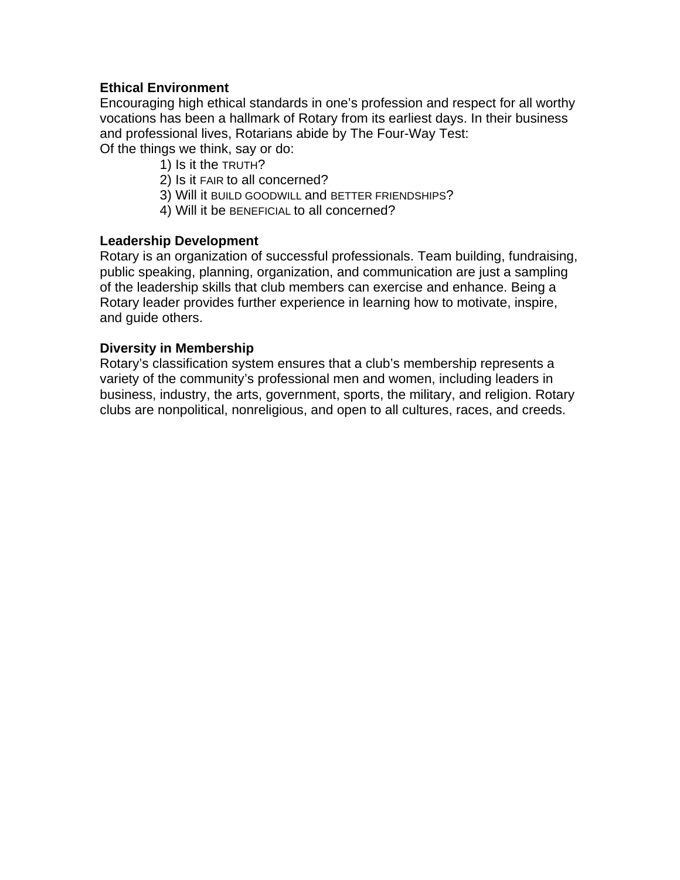**Ethical Environment**

Encouraging high ethical standards in one's profession and respect for all worthy vocations has been a hallmark of Rotary from its earliest days. In their business and professional lives, Rotarians abide by The Four-Way Test:

Of the things we think, say or do:

1) Is it the TRUTH?
2) Is it FAIR to all concerned?
3) Will it BUILD GOODWILL and BETTER FRIENDSHIPS?
4) Will it be BENEFICIAL to all concerned?

**Leadership Development**

Rotary is an organization of successful professionals. Team building, fundraising, public speaking, planning, organization, and communication are just a sampling of the leadership skills that club members can exercise and enhance. Being a Rotary leader provides further experience in learning how to motivate, inspire, and guide others.

**Diversity in Membership**

Rotary's classification system ensures that a club's membership represents a variety of the community's professional men and women, including leaders in business, industry, the arts, government, sports, the military, and religion. Rotary clubs are nonpolitical, nonreligious, and open to all cultures, races, and creeds.